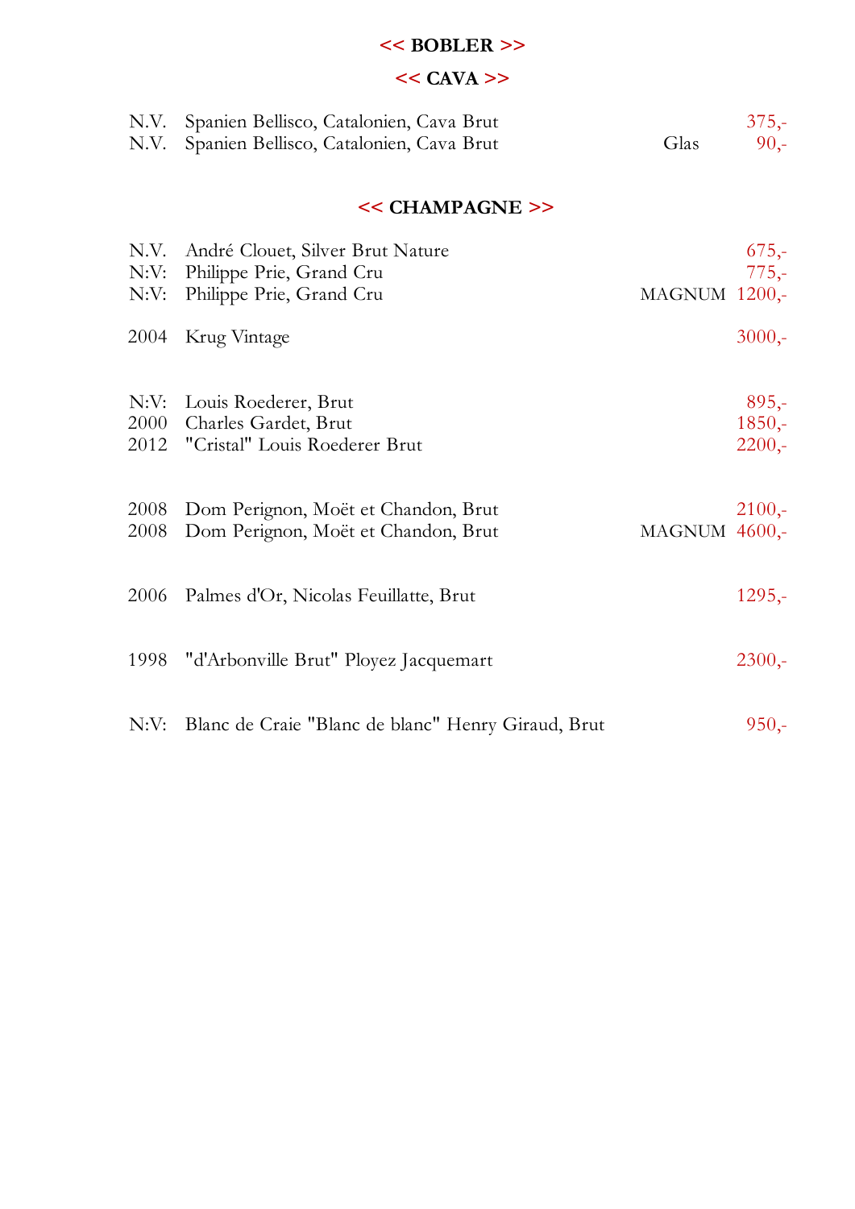## << BOBLER >>

## << CAVA >>

| | | | |
|---|---|---|---|
| N.V. | Spanien Bellisco, Catalonien, Cava Brut | | 375,- |
| N.V. | Spanien Bellisco, Catalonien, Cava Brut | Glas | 90,- |

## << CHAMPAGNE >>

| | | | |
|---|---|---|---|
| N.V. | André Clouet, Silver Brut Nature | | 675,- |
| N:V: | Philippe Prie, Grand Cru | | 775,- |
| N:V: | Philippe Prie, Grand Cru | MAGNUM | 1200,- |
| 2004 | Krug Vintage | | 3000,- |
| N:V: | Louis Roederer, Brut | | 895,- |
| 2000 | Charles Gardet, Brut | | 1850,- |
| 2012 | "Cristal" Louis Roederer Brut | | 2200,- |
| 2008 | Dom Perignon, Moët et Chandon, Brut | | 2100,- |
| 2008 | Dom Perignon, Moët et Chandon, Brut | MAGNUM | 4600,- |
| 2006 | Palmes d'Or, Nicolas Feuillatte, Brut | | 1295,- |
| 1998 | "d'Arbonville Brut" Ployez Jacquemart | | 2300,- |
| N:V: | Blanc de Craie "Blanc de blanc" Henry Giraud, Brut | | 950,- |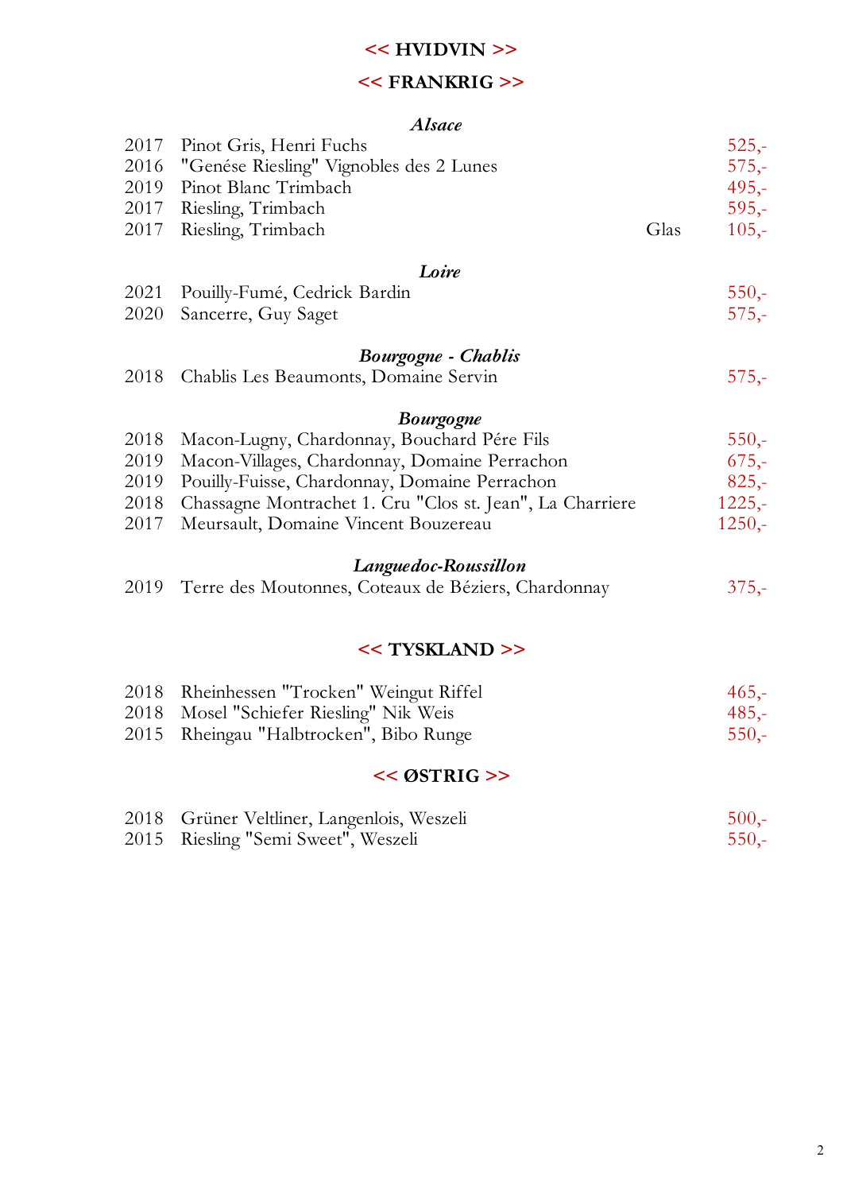# << HVIDVIN >>

## << FRANKRIG >>

### *Alsace*

| | | | |
|---|---|---|---|
| 2017 | Pinot Gris, Henri Fuchs | | 525,- |
| 2016 | "Genése Riesling" Vignobles des 2 Lunes | | 575,- |
| 2019 | Pinot Blanc Trimbach | | 495,- |
| 2017 | Riesling, Trimbach | | 595,- |
| 2017 | Riesling, Trimbach | Glas | 105,- |

### *Loire*

| | | |
|---|---|---|
| 2021 | Pouilly-Fumé, Cedrick Bardin | 550,- |
| 2020 | Sancerre, Guy Saget | 575,- |

### *Bourgogne - Chablis*

| | | |
|---|---|---|
| 2018 | Chablis Les Beaumonts, Domaine Servin | 575,- |

### *Bourgogne*

| | | |
|---|---|---|
| 2018 | Macon-Lugny, Chardonnay, Bouchard Pére Fils | 550,- |
| 2019 | Macon-Villages, Chardonnay, Domaine Perrachon | 675,- |
| 2019 | Pouilly-Fuisse, Chardonnay, Domaine Perrachon | 825,- |
| 2018 | Chassagne Montrachet 1. Cru "Clos st. Jean", La Charriere | 1225,- |
| 2017 | Meursault, Domaine Vincent Bouzereau | 1250,- |

### *Languedoc-Roussillon*

| | | |
|---|---|---|
| 2019 | Terre des Moutonnes, Coteaux de Béziers, Chardonnay | 375,- |

## << TYSKLAND >>

| | | |
|---|---|---|
| 2018 | Rheinhessen "Trocken" Weingut Riffel | 465,- |
| 2018 | Mosel "Schiefer Riesling" Nik Weis | 485,- |
| 2015 | Rheingau "Halbtrocken", Bibo Runge | 550,- |

## << ØSTRIG >>

| | | |
|---|---|---|
| 2018 | Grüner Veltliner, Langenlois, Weszeli | 500,- |
| 2015 | Riesling "Semi Sweet", Weszeli | 550,- |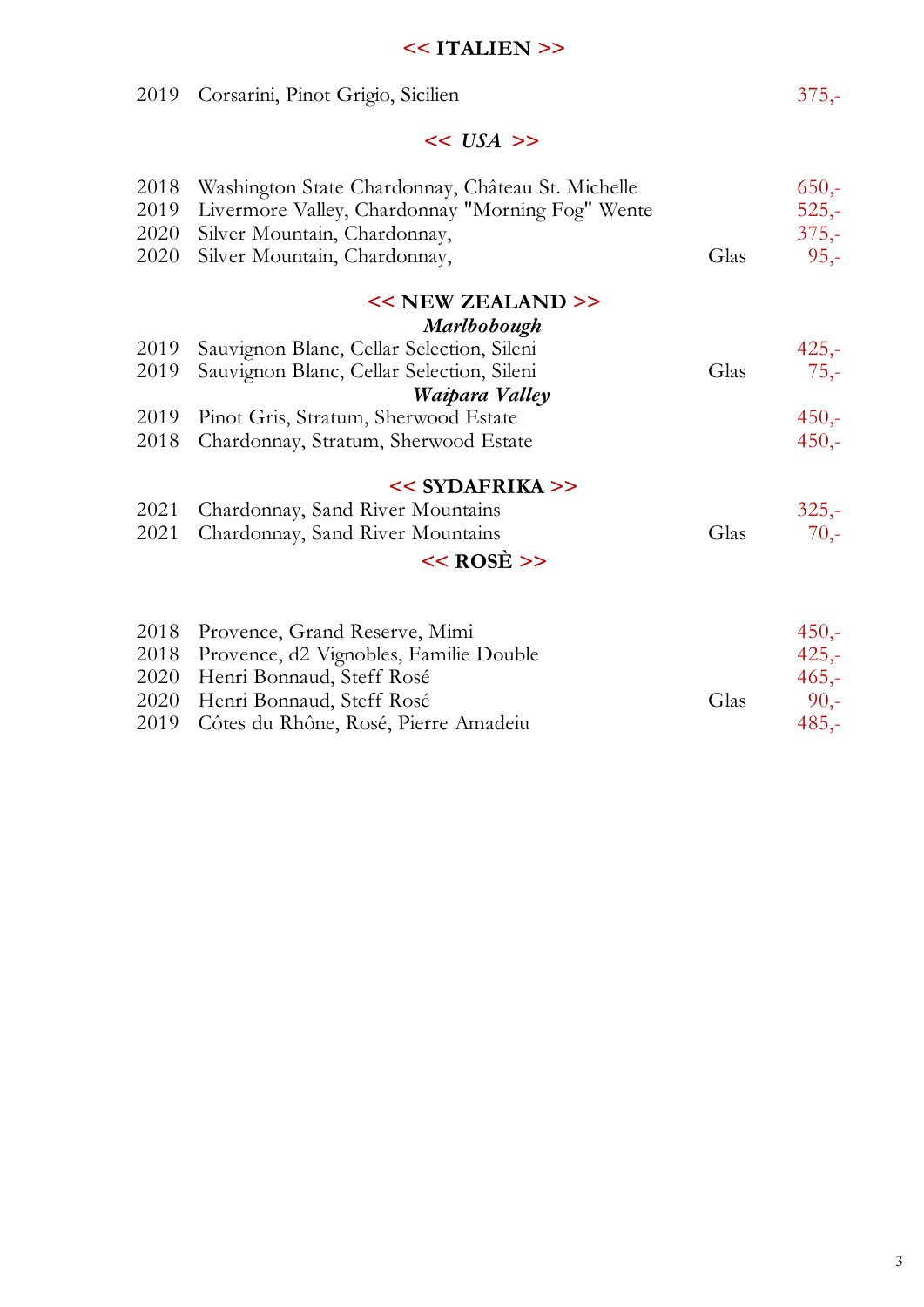## << ITALIEN >>

| | | | |
|---|---|---|---|
| 2019 | Corsarini, Pinot Grigio, Sicilien | | 375,- |

## << *USA* >>

| | | | |
|---|---|---|---|
| 2018 | Washington State Chardonnay, Château St. Michelle | | 650,- |
| 2019 | Livermore Valley, Chardonnay "Morning Fog" Wente | | 525,- |
| 2020 | Silver Mountain, Chardonnay, | | 375,- |
| 2020 | Silver Mountain, Chardonnay, | Glas | 95,- |

## << NEW ZEALAND >>

### *Marlbobough*

| | | | |
|---|---|---|---|
| 2019 | Sauvignon Blanc, Cellar Selection, Sileni | | 425,- |
| 2019 | Sauvignon Blanc, Cellar Selection, Sileni | Glas | 75,- |

### *Waipara Valley*

| | | | |
|---|---|---|---|
| 2019 | Pinot Gris, Stratum, Sherwood Estate | | 450,- |
| 2018 | Chardonnay, Stratum, Sherwood Estate | | 450,- |

## << SYDAFRIKA >>

| | | | |
|---|---|---|---|
| 2021 | Chardonnay, Sand River Mountains | | 325,- |
| 2021 | Chardonnay, Sand River Mountains | Glas | 70,- |

## << ROSÈ >>

| | | | |
|---|---|---|---|
| 2018 | Provence, Grand Reserve, Mimi | | 450,- |
| 2018 | Provence, d2 Vignobles, Familie Double | | 425,- |
| 2020 | Henri Bonnaud, Steff Rosé | | 465,- |
| 2020 | Henri Bonnaud, Steff Rosé | Glas | 90,- |
| 2019 | Côtes du Rhône, Rosé, Pierre Amadeiu | | 485,- |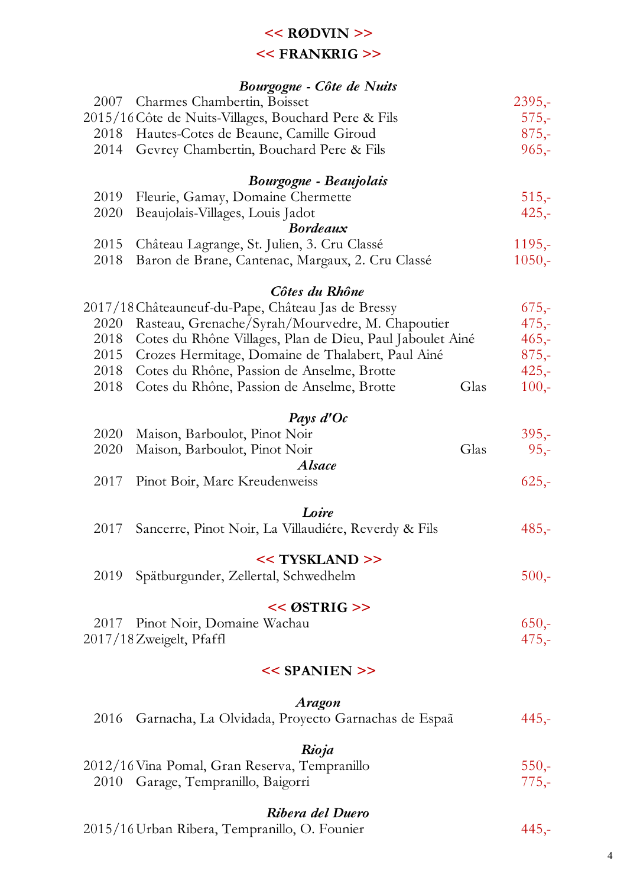# << RØDVIN >>

## << FRANKRIG >>

### *Bourgogne - Côte de Nuits*

| | | | |
|---|---|---|---|
| 2007 | Charmes Chambertin, Boisset | | 2395,- |
| 2015/16 | Côte de Nuits-Villages, Bouchard Pere & Fils | | 575,- |
| 2018 | Hautes-Cotes de Beaune, Camille Giroud | | 875,- |
| 2014 | Gevrey Chambertin, Bouchard Pere & Fils | | 965,- |

### *Bourgogne - Beaujolais*

| | | | |
|---|---|---|---|
| 2019 | Fleurie, Gamay, Domaine Chermette | | 515,- |
| 2020 | Beaujolais-Villages, Louis Jadot | | 425,- |

### *Bordeaux*

| | | | |
|---|---|---|---|
| 2015 | Château Lagrange, St. Julien, 3. Cru Classé | | 1195,- |
| 2018 | Baron de Brane, Cantenac, Margaux, 2. Cru Classé | | 1050,- |

### *Côtes du Rhône*

| | | | |
|---|---|---|---|
| 2017/18 | Châteauneuf-du-Pape, Château Jas de Bressy | | 675,- |
| 2020 | Rasteau, Grenache/Syrah/Mourvedre, M. Chapoutier | | 475,- |
| 2018 | Cotes du Rhône Villages, Plan de Dieu, Paul Jaboulet Ainé | | 465,- |
| 2015 | Crozes Hermitage, Domaine de Thalabert, Paul Ainé | | 875,- |
| 2018 | Cotes du Rhône, Passion de Anselme, Brotte | | 425,- |
| 2018 | Cotes du Rhône, Passion de Anselme, Brotte | Glas | 100,- |

### *Pays d'Oc*

| | | | |
|---|---|---|---|
| 2020 | Maison, Barboulot, Pinot Noir | | 395,- |
| 2020 | Maison, Barboulot, Pinot Noir | Glas | 95,- |

### *Alsace*

| | | | |
|---|---|---|---|
| 2017 | Pinot Boir, Marc Kreudenweiss | | 625,- |

### *Loire*

| | | | |
|---|---|---|---|
| 2017 | Sancerre, Pinot Noir, La Villaudiére, Reverdy & Fils | | 485,- |

## << TYSKLAND >>

| | | | |
|---|---|---|---|
| 2019 | Spätburgunder, Zellertal, Schwedhelm | | 500,- |

## << ØSTRIG >>

| | | | |
|---|---|---|---|
| 2017 | Pinot Noir, Domaine Wachau | | 650,- |
| 2017/18 | Zweigelt, Pfaffl | | 475,- |

## << SPANIEN >>

### *Aragon*

| | | | |
|---|---|---|---|
| 2016 | Garnacha, La Olvidada, Proyecto Garnachas de Espaã | | 445,- |

### *Rioja*

| | | | |
|---|---|---|---|
| 2012/16 | Vina Pomal, Gran Reserva, Tempranillo | | 550,- |
| 2010 | Garage, Tempranillo, Baigorri | | 775,- |

### *Ribera del Duero*

| | | | |
|---|---|---|---|
| 2015/16 | Urban Ribera, Tempranillo, O. Founier | | 445,- |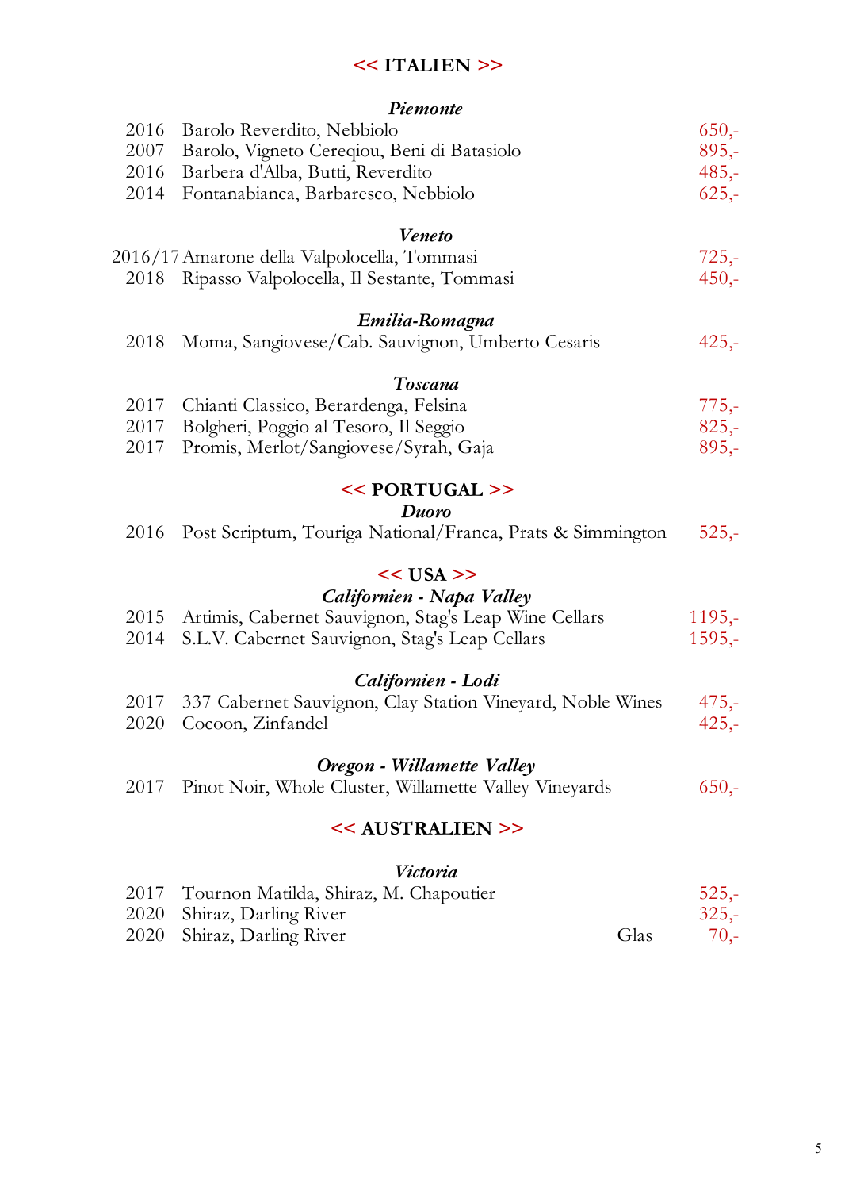# << ITALIEN >>

### *Piemonte*

| | | | |
|---|---|---|---|
| 2016 | Barolo Reverdito, Nebbiolo | | 650,- |
| 2007 | Barolo, Vigneto Cereqiou, Beni di Batasiolo | | 895,- |
| 2016 | Barbera d'Alba, Butti, Reverdito | | 485,- |
| 2014 | Fontanabianca, Barbaresco, Nebbiolo | | 625,- |

### *Veneto*

| | | | |
|---|---|---|---|
| 2016/17 | Amarone della Valpolocella, Tommasi | | 725,- |
| 2018 | Ripasso Valpolocella, Il Sestante, Tommasi | | 450,- |

### *Emilia-Romagna*

| | | | |
|---|---|---|---|
| 2018 | Moma, Sangiovese/Cab. Sauvignon, Umberto Cesaris | | 425,- |

### *Toscana*

| | | | |
|---|---|---|---|
| 2017 | Chianti Classico, Berardenga, Felsina | | 775,- |
| 2017 | Bolgheri, Poggio al Tesoro, Il Seggio | | 825,- |
| 2017 | Promis, Merlot/Sangiovese/Syrah, Gaja | | 895,- |

# << PORTUGAL >>

### *Duoro*

| | | | |
|---|---|---|---|
| 2016 | Post Scriptum, Touriga National/Franca, Prats & Simmington | | 525,- |

# << USA >>

### *Californien - Napa Valley*

| | | | |
|---|---|---|---|
| 2015 | Artimis, Cabernet Sauvignon, Stag's Leap Wine Cellars | | 1195,- |
| 2014 | S.L.V. Cabernet Sauvignon, Stag's Leap Cellars | | 1595,- |

### *Californien - Lodi*

| | | | |
|---|---|---|---|
| 2017 | 337 Cabernet Sauvignon, Clay Station Vineyard, Noble Wines | | 475,- |
| 2020 | Cocoon, Zinfandel | | 425,- |

### *Oregon - Willamette Valley*

| | | | |
|---|---|---|---|
| 2017 | Pinot Noir, Whole Cluster, Willamette Valley Vineyards | | 650,- |

# << AUSTRALIEN >>

### *Victoria*

| | | | |
|---|---|---|---|
| 2017 | Tournon Matilda, Shiraz, M. Chapoutier | | 525,- |
| 2020 | Shiraz, Darling River | | 325,- |
| 2020 | Shiraz, Darling River | Glas | 70,- |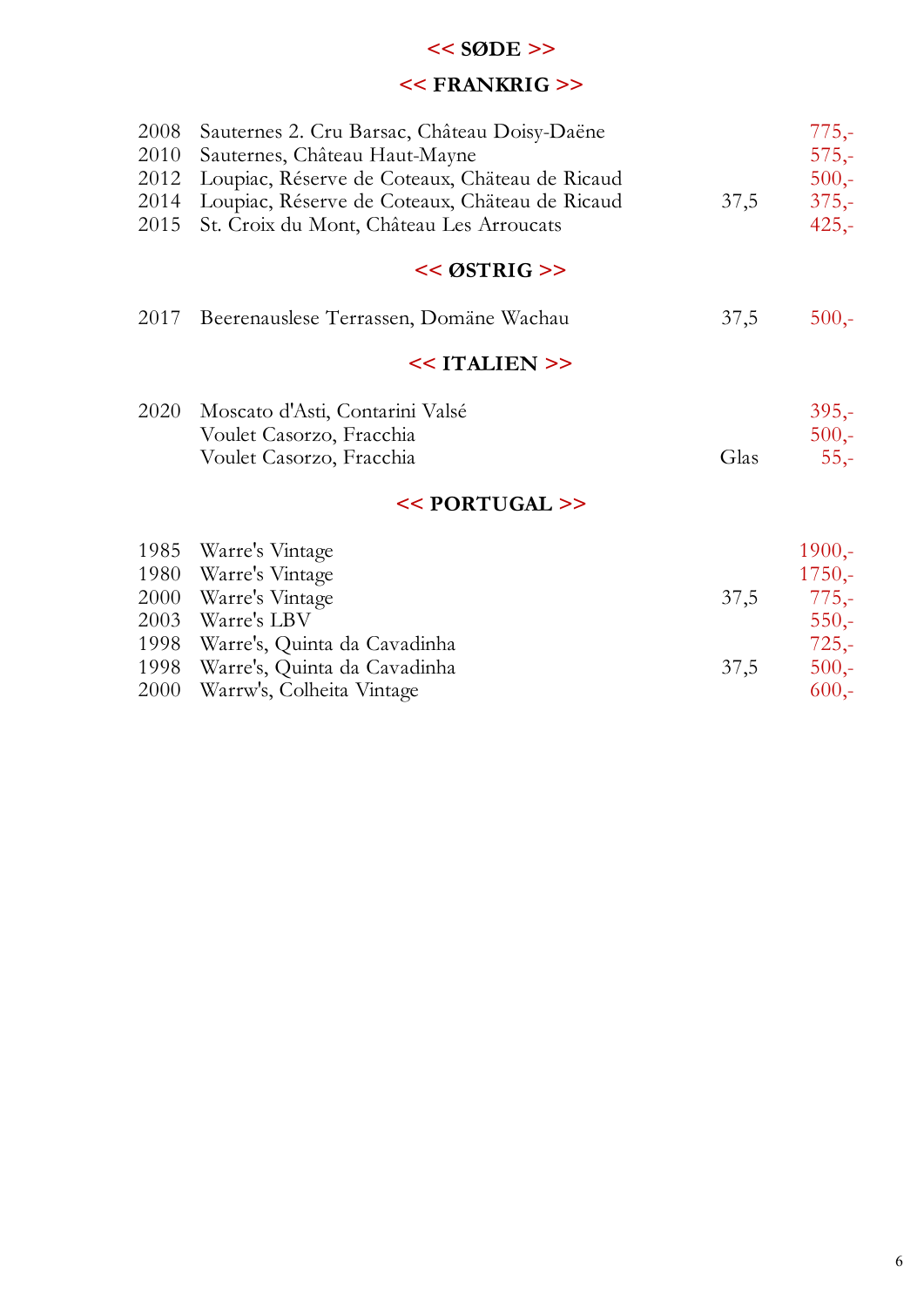## << SØDE >>

### << FRANKRIG >>

| | | | |
|---|---|---|---|
| 2008 | Sauternes 2. Cru Barsac, Château Doisy-Daëne | | 775,- |
| 2010 | Sauternes, Château Haut-Mayne | | 575,- |
| 2012 | Loupiac, Réserve de Coteaux, Château de Ricaud | | 500,- |
| 2014 | Loupiac, Réserve de Coteaux, Château de Ricaud | 37,5 | 375,- |
| 2015 | St. Croix du Mont, Château Les Arroucats | | 425,- |

### << ØSTRIG >>

| | | | |
|---|---|---|---|
| 2017 | Beerenauslese Terrassen, Domäne Wachau | 37,5 | 500,- |

### << ITALIEN >>

| | | | |
|---|---|---|---|
| 2020 | Moscato d'Asti, Contarini Valsé | | 395,- |
| | Voulet Casorzo, Fracchia | | 500,- |
| | Voulet Casorzo, Fracchia | Glas | 55,- |

### << PORTUGAL >>

| | | | |
|---|---|---|---|
| 1985 | Warre's Vintage | | 1900,- |
| 1980 | Warre's Vintage | | 1750,- |
| 2000 | Warre's Vintage | 37,5 | 775,- |
| 2003 | Warre's LBV | | 550,- |
| 1998 | Warre's, Quinta da Cavadinha | | 725,- |
| 1998 | Warre's, Quinta da Cavadinha | 37,5 | 500,- |
| 2000 | Warrw's, Colheita Vintage | | 600,- |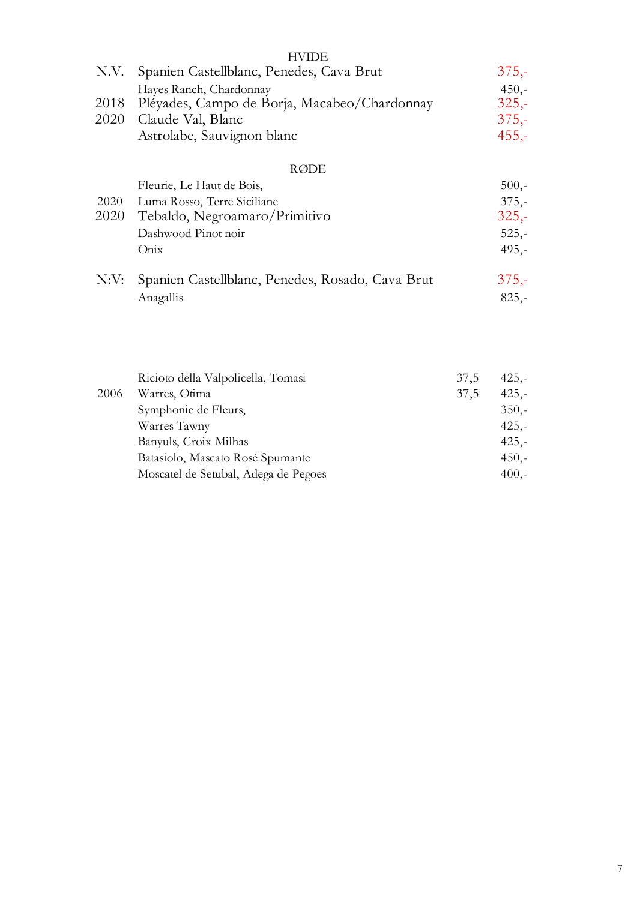## HVIDE

| | | | |
|---|---|---|---|
| N.V. | Spanien Castellblanc, Penedes, Cava Brut | | 375,- |
| | Hayes Ranch, Chardonnay | | 450,- |
| 2018 | Pléyades, Campo de Borja, Macabeo/Chardonnay | | 325,- |
| 2020 | Claude Val, Blanc | | 375,- |
| | Astrolabe, Sauvignon blanc | | 455,- |

## RØDE

| | | | |
|---|---|---|---|
| | Fleurie, Le Haut de Bois, | | 500,- |
| 2020 | Luma Rosso, Terre Siciliane | | 375,- |
| 2020 | Tebaldo, Negroamaro/Primitivo | | 325,- |
| | Dashwood Pinot noir | | 525,- |
| | Onix | | 495,- |
| N:V: | Spanien Castellblanc, Penedes, Rosado, Cava Brut | | 375,- |
| | Anagallis | | 825,- |

| | | | |
|---|---|---|---|
| | Ricioto della Valpolicella, Tomasi | 37,5 | 425,- |
| 2006 | Warres, Otima | 37,5 | 425,- |
| | Symphonie de Fleurs, | | 350,- |
| | Warres Tawny | | 425,- |
| | Banyuls, Croix Milhas | | 425,- |
| | Batasiolo, Mascato Rosé Spumante | | 450,- |
| | Moscatel de Setubal, Adega de Pegoes | | 400,- |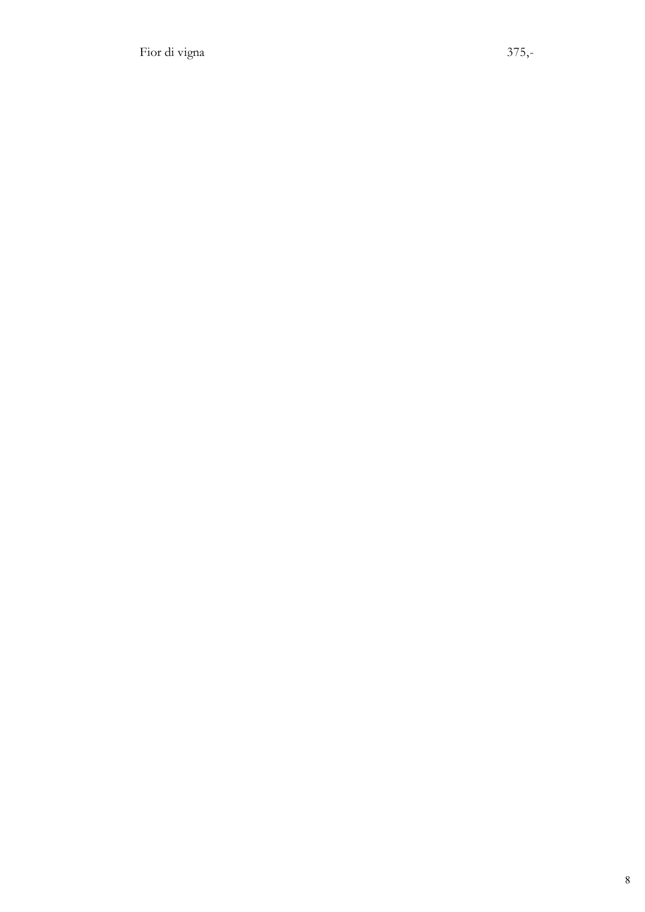Fior di vigna 375,-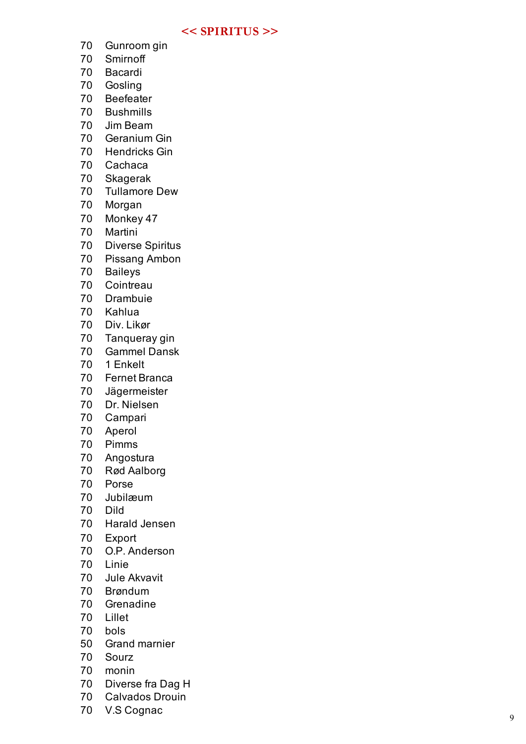## << SPIRITUS >>

70 Gunroom gin
70 Smirnoff
70 Bacardi
70 Gosling
70 Beefeater
70 Bushmills
70 Jim Beam
70 Geranium Gin
70 Hendricks Gin
70 Cachaca
70 Skagerak
70 Tullamore Dew
70 Morgan
70 Monkey 47
70 Martini
70 Diverse Spiritus
70 Pissang Ambon
70 Baileys
70 Cointreau
70 Drambuie
70 Kahlua
70 Div. Likør
70 Tanqueray gin
70 Gammel Dansk
70 1 Enkelt
70 Fernet Branca
70 Jägermeister
70 Dr. Nielsen
70 Campari
70 Aperol
70 Pimms
70 Angostura
70 Rød Aalborg
70 Porse
70 Jubilæum
70 Dild
70 Harald Jensen
70 Export
70 O.P. Anderson
70 Linie
70 Jule Akvavit
70 Brøndum
70 Grenadine
70 Lillet
70 bols
50 Grand marnier
70 Sourz
70 monin
70 Diverse fra Dag H
70 Calvados Drouin
70 V.S Cognac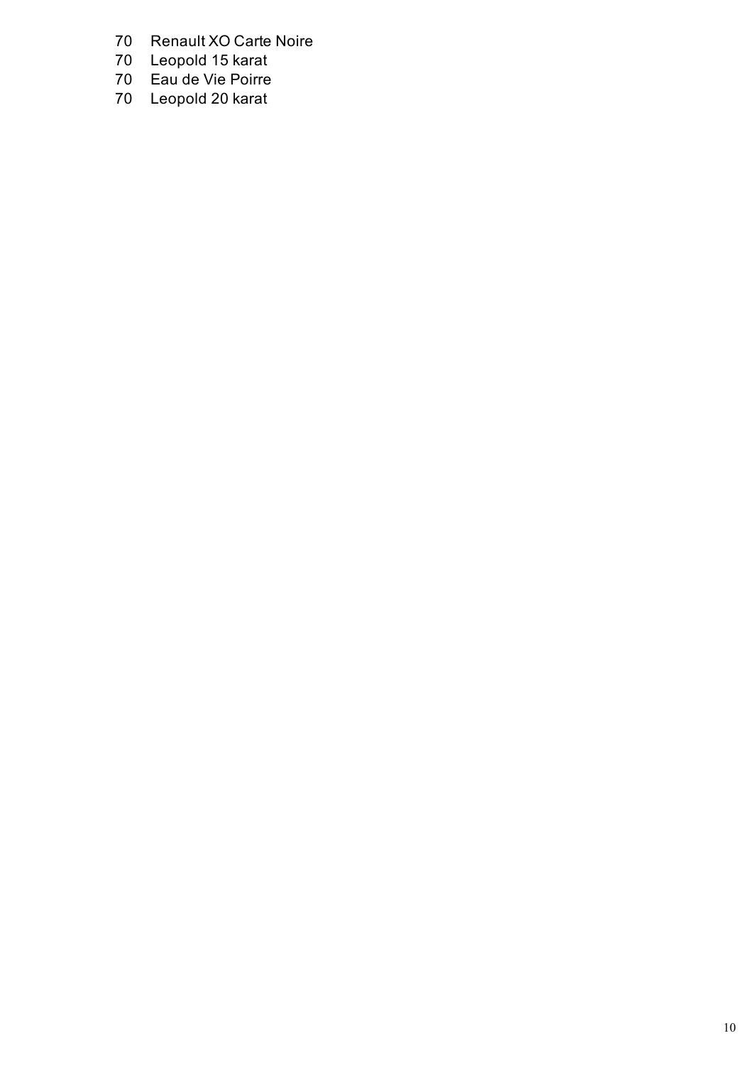70 Renault XO Carte Noire
70 Leopold 15 karat
70 Eau de Vie Poirre
70 Leopold 20 karat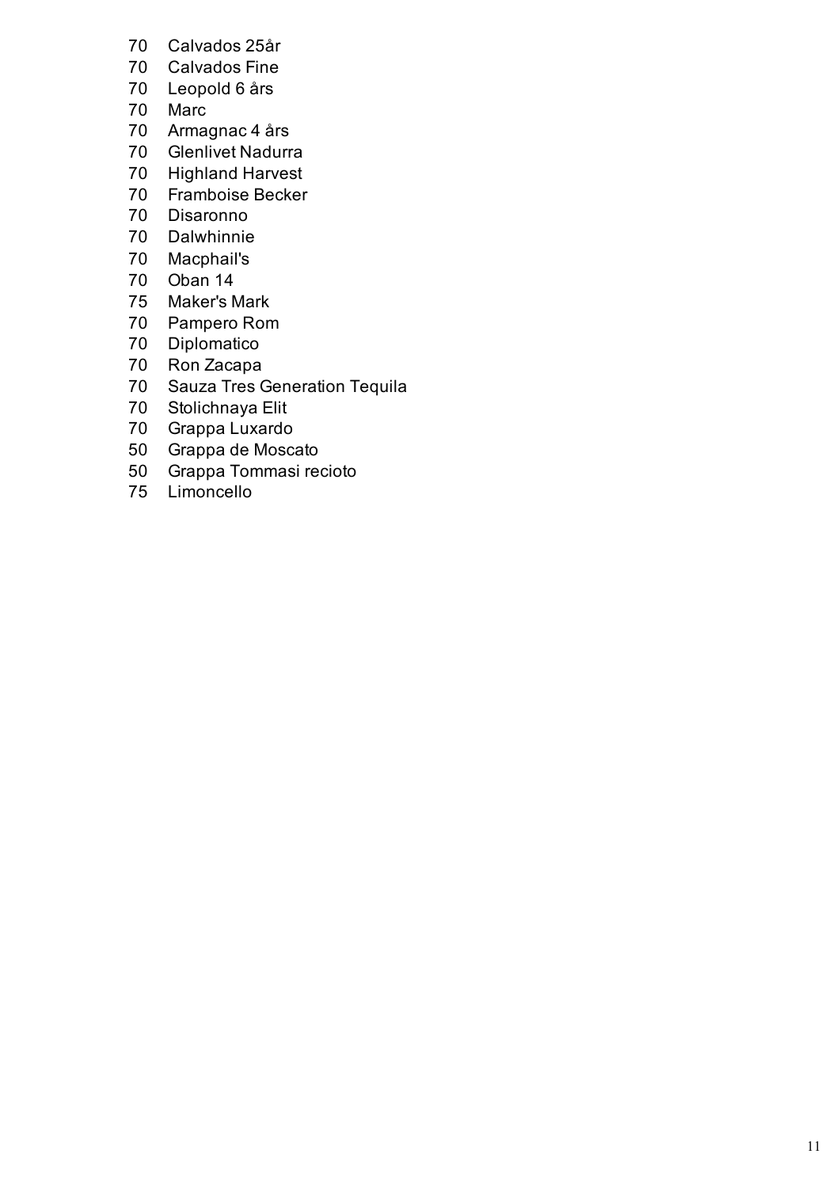70 Calvados 25år
70 Calvados Fine
70 Leopold 6 års
70 Marc
70 Armagnac 4 års
70 Glenlivet Nadurra
70 Highland Harvest
70 Framboise Becker
70 Disaronno
70 Dalwhinnie
70 Macphail's
70 Oban 14
75 Maker's Mark
70 Pampero Rom
70 Diplomatico
70 Ron Zacapa
70 Sauza Tres Generation Tequila
70 Stolichnaya Elit
70 Grappa Luxardo
50 Grappa de Moscato
50 Grappa Tommasi recioto
75 Limoncello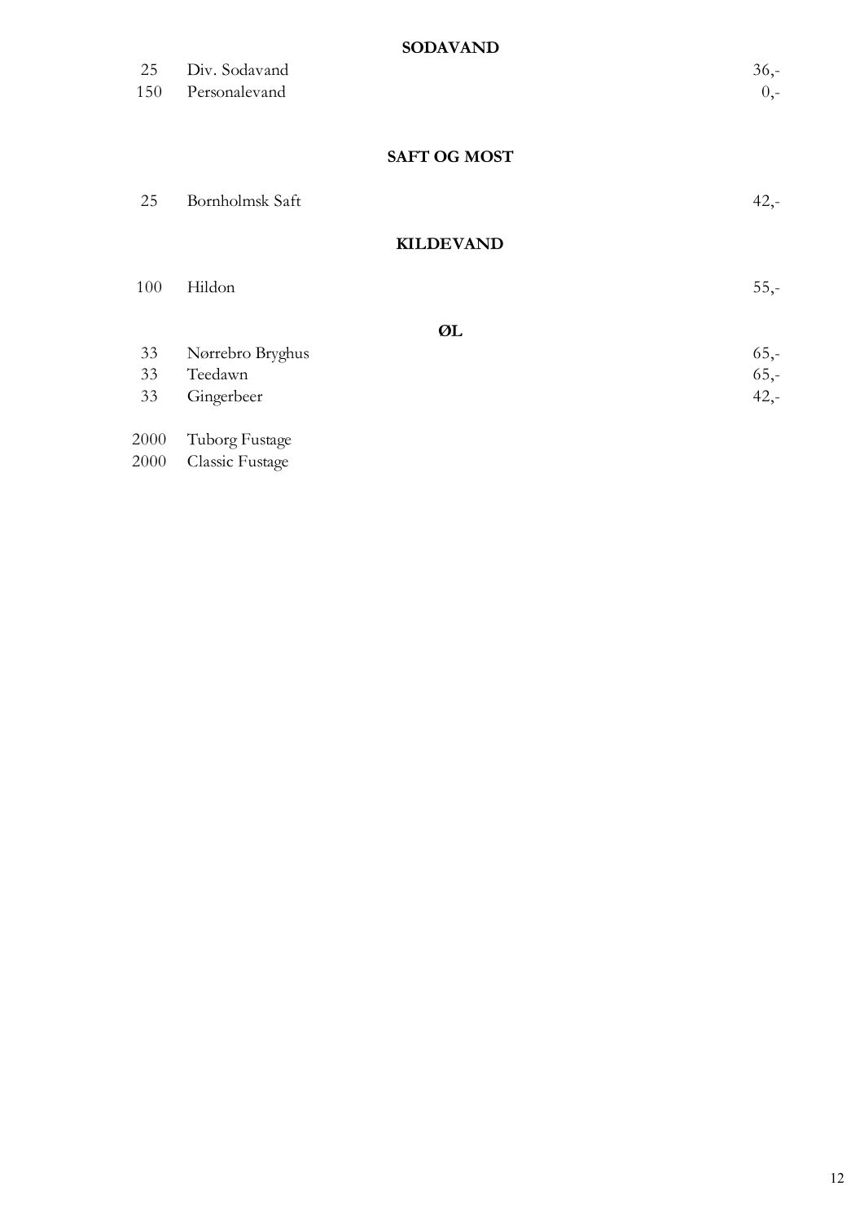## SODAVAND

| | | |
|---|---|---|
| 25 | Div. Sodavand | 36,- |
| 150 | Personalevand | 0,- |

## SAFT OG MOST

| | | |
|---|---|---|
| 25 | Bornholmsk Saft | 42,- |

## KILDEVAND

| | | |
|---|---|---|
| 100 | Hildon | 55,- |

## ØL

| | | |
|---|---|---|
| 33 | Nørrebro Bryghus | 65,- |
| 33 | Teedawn | 65,- |
| 33 | Gingerbeer | 42,- |
| 2000 | Tuborg Fustage | |
| 2000 | Classic Fustage | |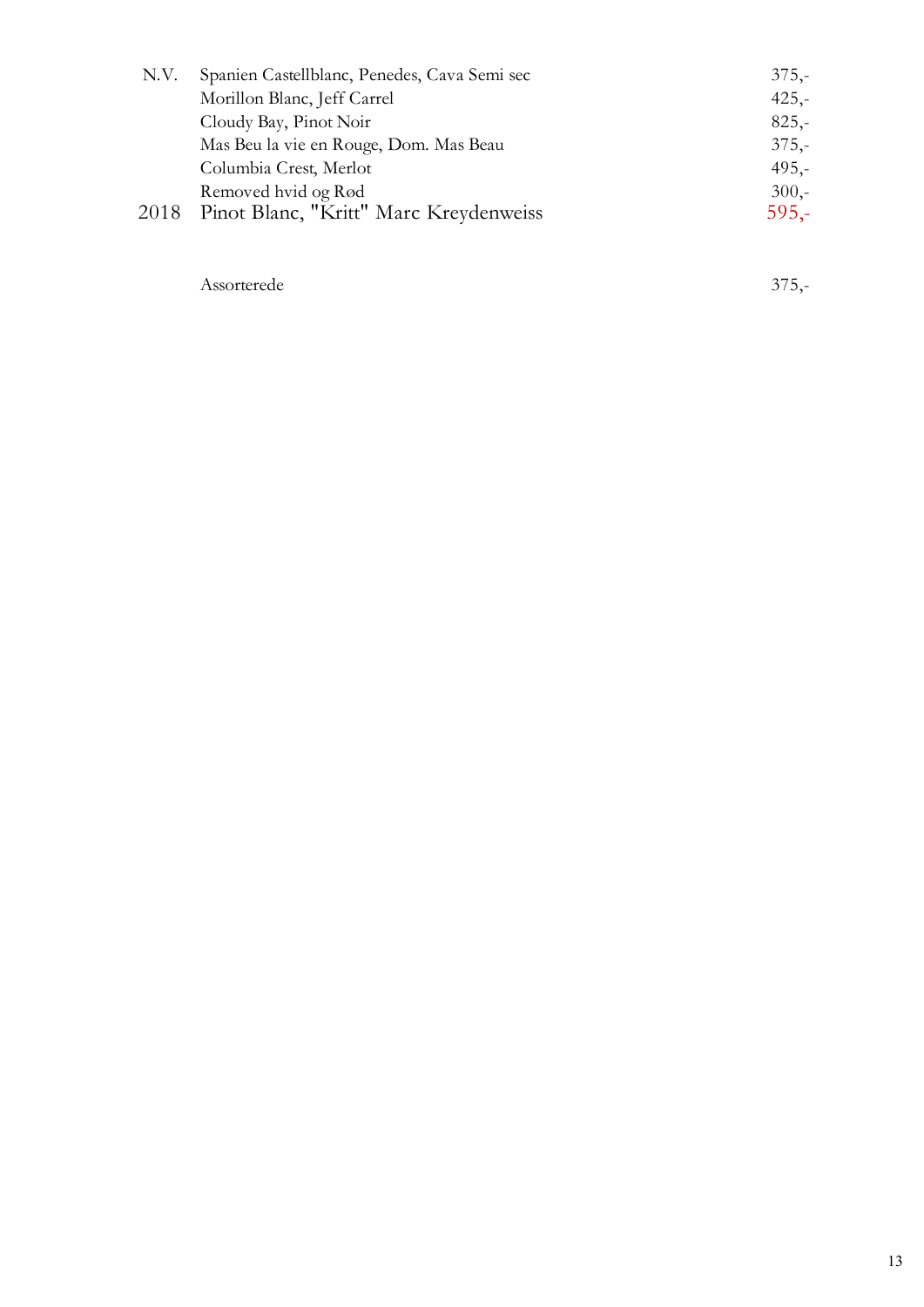| | | |
|---|---|---|
| N.V. | Spanien Castellblanc, Penedes, Cava Semi sec | 375,- |
| | Morillon Blanc, Jeff Carrel | 425,- |
| | Cloudy Bay, Pinot Noir | 825,- |
| | Mas Beu la vie en Rouge, Dom. Mas Beau | 375,- |
| | Columbia Crest, Merlot | 495,- |
| | Removed hvid og Rød | 300,- |
| 2018 | Pinot Blanc, "Kritt" Marc Kreydenweiss | 595,- |
| | | |
| | Assorterede | 375,- |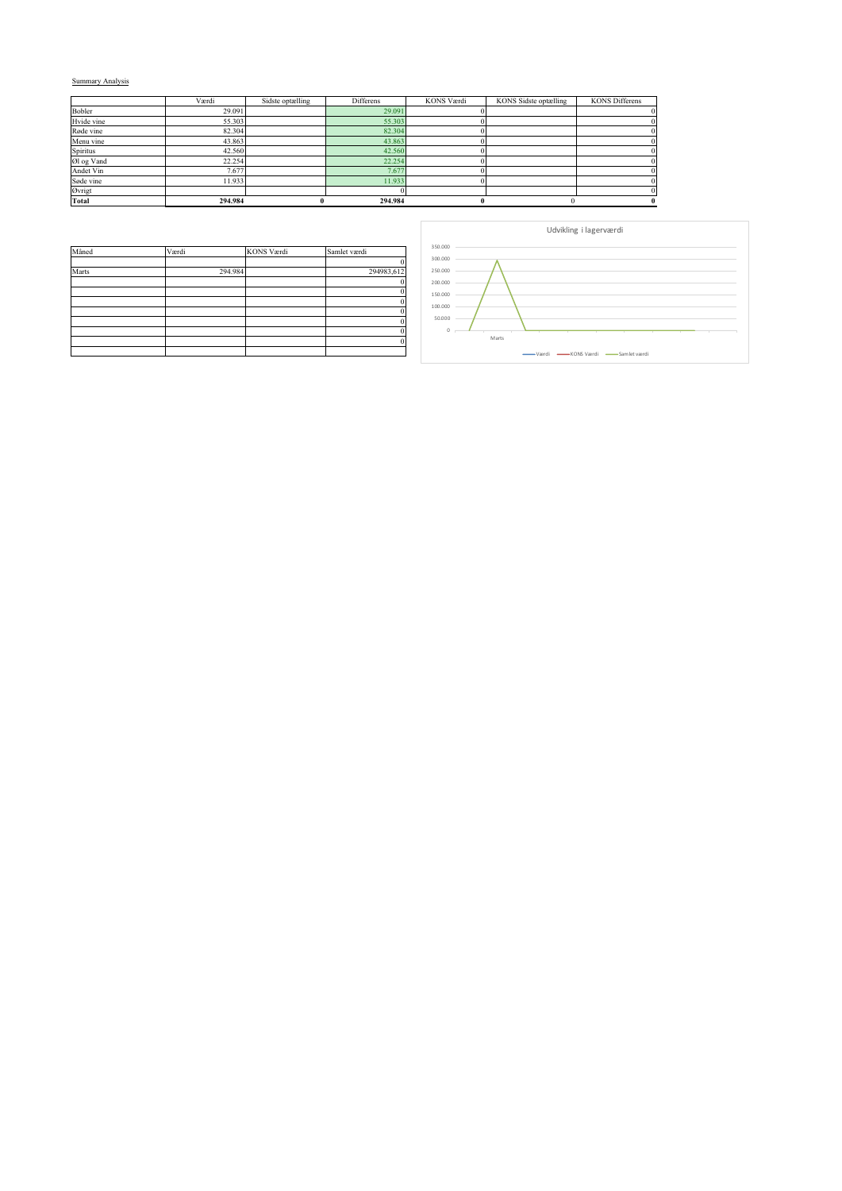Summary Analysis

| | Værdi | Sidste optælling | Differens | KONS Værdi | KONS Sidste optælling | KONS Differens |
|---|---|---|---|---|---|---|
| Bobler | 29.091 | | 29.091 | 0 | | 0 |
| Hvide vine | 55.303 | | 55.303 | 0 | | 0 |
| Røde vine | 82.304 | | 82.304 | 0 | | 0 |
| Menu vine | 43.863 | | 43.863 | 0 | | 0 |
| Spiritus | 42.560 | | 42.560 | 0 | | 0 |
| Øl og Vand | 22.254 | | 22.254 | 0 | | 0 |
| Andet Vin | 7.677 | | 7.677 | 0 | | 0 |
| Søde vine | 11.933 | | 11.933 | 0 | | 0 |
| Øvrigt | | | 0 | | | 0 |
| **Total** | **294.984** | **0** | **294.984** | **0** | 0 | **0** |

| Måned | Værdi | KONS Værdi | Samlet værdi |
|---|---|---|---|
| | | | 0 |
| Marts | 294.984 | | 294983,612 |
| | | | 0 |
| | | | 0 |
| | | | 0 |
| | | | 0 |
| | | | 0 |
| | | | 0 |
| | | | 0 |
| | | | |

Udvikling i lagerværdi

350.000
300.000
250.000
200.000
150.000
100.000
50.000
0

Marts

Værdi   KONS Værdi   Samlet værdi